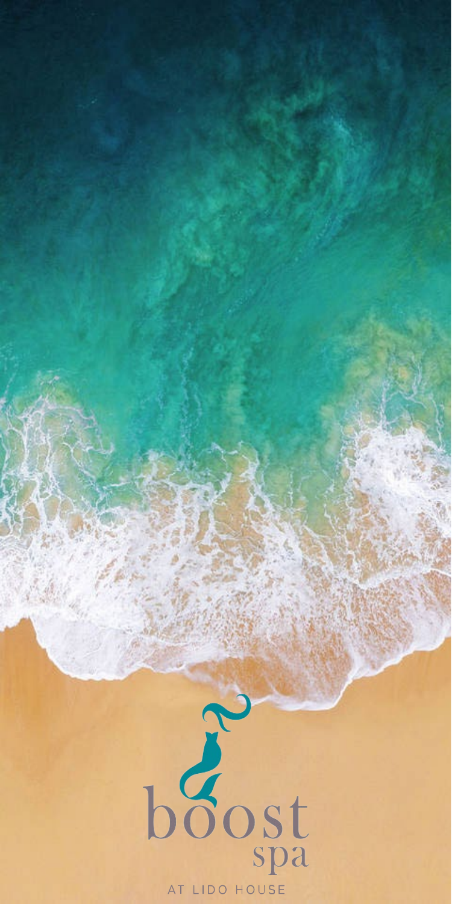boost spa

AT LIDO HOUSE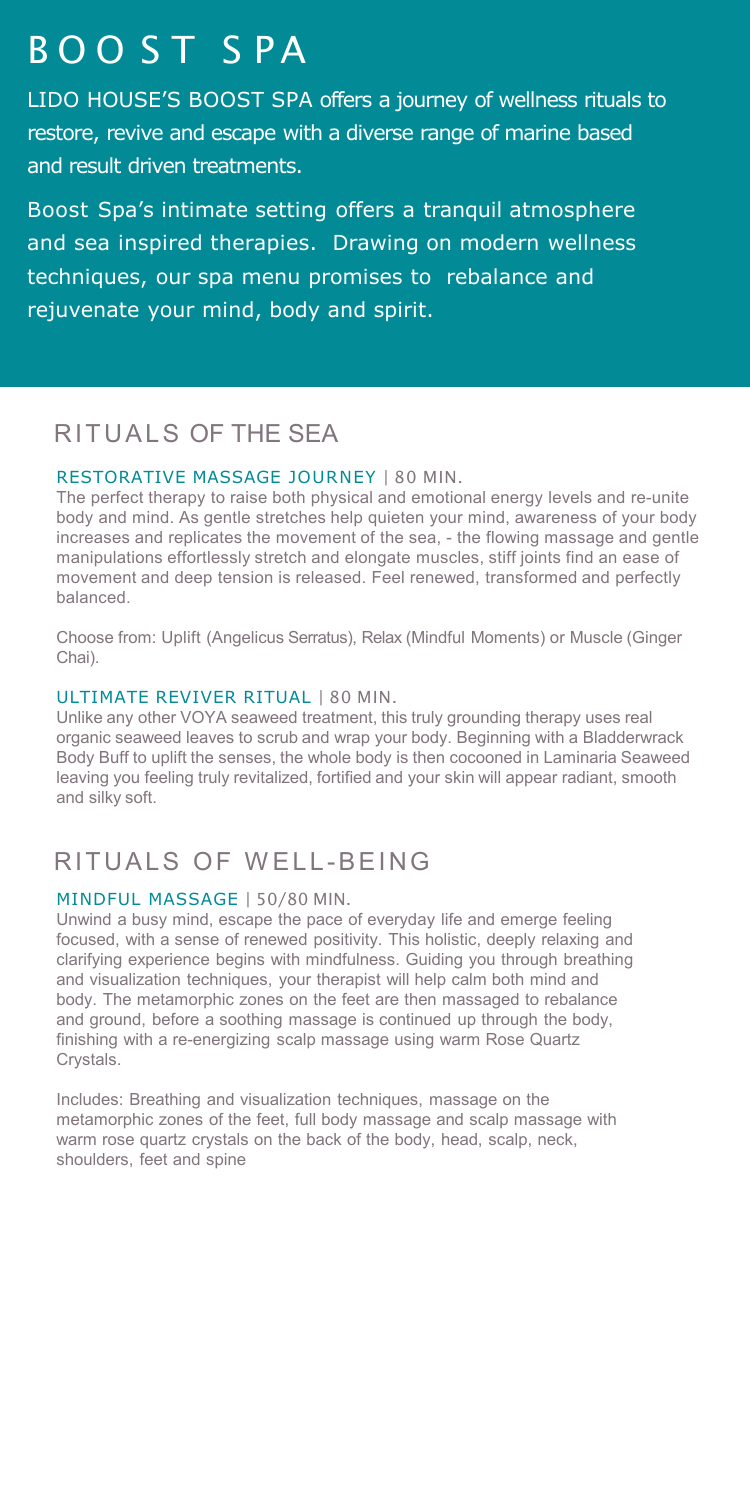# BOOST SPA

LIDO HOUSE'S BOOST SPA offers a journey of wellness rituals to restore, revive and escape with a diverse range of marine based and result driven treatments.

Boost Spa's intimate setting offers a tranquil atmosphere and sea inspired therapies. Drawing on modern wellness techniques, our spa menu promises to rebalance and rejuvenate your mind, body and spirit.

## RITUALS OF THE SEA

### RESTORATIVE MASSAGE JOURNEY | 80 MIN.

The perfect therapy to raise both physical and emotional energy levels and re-unite body and mind. As gentle stretches help quieten your mind, awareness of your body increases and replicates the movement of the sea, - the flowing massage and gentle manipulations effortlessly stretch and elongate muscles, stiff joints find an ease of movement and deep tension is released. Feel renewed, transformed and perfectly balanced.

Choose from: Uplift (Angelicus Serratus), Relax (Mindful Moments) or Muscle (Ginger Chai).

### ULTIMATE REVIVER RITUAL | 80 MIN.

Unlike any other VOYA seaweed treatment, this truly grounding therapy uses real organic seaweed leaves to scrub and wrap your body. Beginning with a Bladderwrack Body Buff to uplift the senses, the whole body is then cocooned in Laminaria Seaweed leaving you feeling truly revitalized, fortified and your skin will appear radiant, smooth and silky soft.

## RITUALS OF WELL-BEING

### MINDFUL MASSAGE | 50/80 MIN.

Unwind a busy mind, escape the pace of everyday life and emerge feeling focused, with a sense of renewed positivity. This holistic, deeply relaxing and clarifying experience begins with mindfulness. Guiding you through breathing and visualization techniques, your therapist will help calm both mind and body. The metamorphic zones on the feet are then massaged to rebalance and ground, before a soothing massage is continued up through the body, finishing with a re-energizing scalp massage using warm Rose Quartz Crystals.

Includes: Breathing and visualization techniques, massage on the metamorphic zones of the feet, full body massage and scalp massage with warm rose quartz crystals on the back of the body, head, scalp, neck, shoulders, feet and spine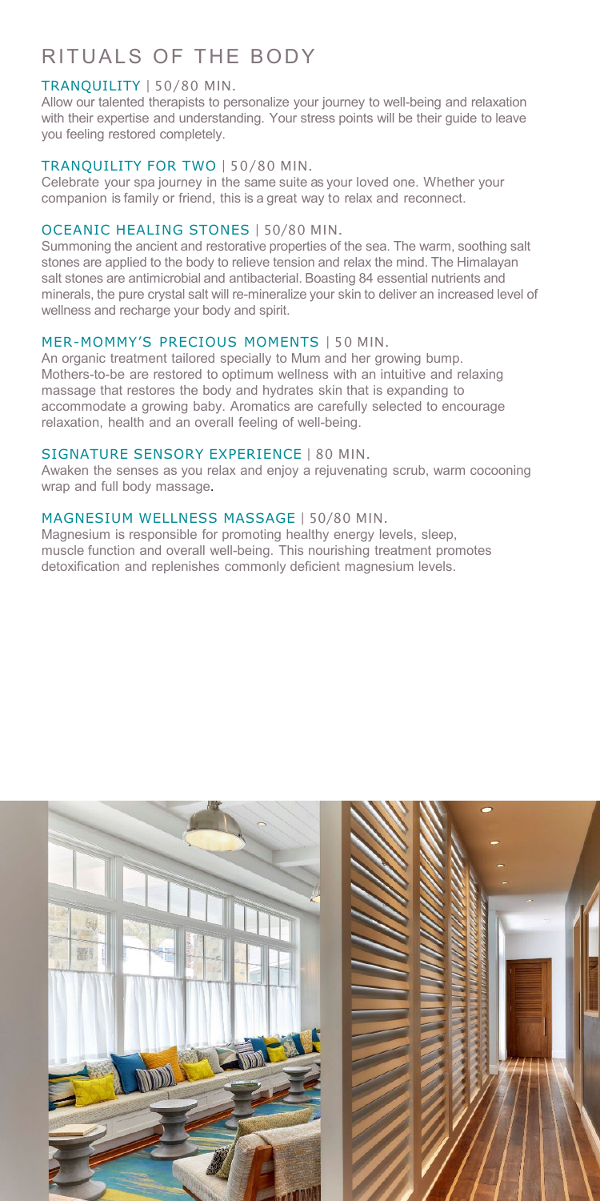# RITUALS OF THE BODY

### TRANQUILITY | 50/80 MIN.

Allow our talented therapists to personalize your journey to well-being and relaxation with their expertise and understanding. Your stress points will be their guide to leave you feeling restored completely.

### TRANQUILITY FOR TWO | 50/80 MIN.

Celebrate your spa journey in the same suite as your loved one. Whether your companion is family or friend, this is a great way to relax and reconnect.

### OCEANIC HEALING STONES | 50/80 MIN.

Summoning the ancient and restorative properties of the sea. The warm, soothing salt stones are applied to the body to relieve tension and relax the mind. The Himalayan salt stones are antimicrobial and antibacterial. Boasting 84 essential nutrients and minerals, the pure crystal salt will re-mineralize your skin to deliver an increased level of wellness and recharge your body and spirit.

### MER-MOMMY'S PRECIOUS MOMENTS | 50 MIN.

An organic treatment tailored specially to Mum and her growing bump. Mothers-to-be are restored to optimum wellness with an intuitive and relaxing massage that restores the body and hydrates skin that is expanding to accommodate a growing baby. Aromatics are carefully selected to encourage relaxation, health and an overall feeling of well-being.

### SIGNATURE SENSORY EXPERIENCE | 80 MIN.

Awaken the senses as you relax and enjoy a rejuvenating scrub, warm cocooning wrap and full body massage.

### MAGNESIUM WELLNESS MASSAGE | 50/80 MIN.

Magnesium is responsible for promoting healthy energy levels, sleep, muscle function and overall well-being. This nourishing treatment promotes detoxification and replenishes commonly deficient magnesium levels.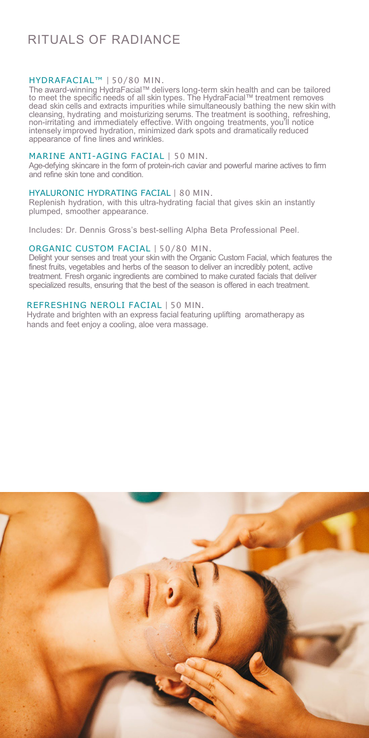# RITUALS OF RADIANCE

## HYDRAFACIAL™ | 50/80 MIN.

The award-winning HydraFacial™ delivers long-term skin health and can be tailored to meet the specific needs of all skin types. The HydraFacial™ treatment removes dead skin cells and extracts impurities while simultaneously bathing the new skin with cleansing, hydrating and moisturizing serums. The treatment is soothing, refreshing, non-irritating and immediately effective. With ongoing treatments, you'll notice intensely improved hydration, minimized dark spots and dramatically reduced appearance of fine lines and wrinkles.

## MARINE ANTI-AGING FACIAL | 50 MIN.

Age-defying skincare in the form of protein-rich caviar and powerful marine actives to firm and refine skin tone and condition.

## HYALURONIC HYDRATING FACIAL | 80 MIN.

Replenish hydration, with this ultra-hydrating facial that gives skin an instantly plumped, smoother appearance.

Includes: Dr. Dennis Gross's best-selling Alpha Beta Professional Peel.

## ORGANIC CUSTOM FACIAL | 50/80 MIN.

Delight your senses and treat your skin with the Organic Custom Facial, which features the finest fruits, vegetables and herbs of the season to deliver an incredibly potent, active treatment. Fresh organic ingredients are combined to make curated facials that deliver specialized results, ensuring that the best of the season is offered in each treatment.

## REFRESHING NEROLI FACIAL | 50 MIN.

Hydrate and brighten with an express facial featuring uplifting aromatherapy as hands and feet enjoy a cooling, aloe vera massage.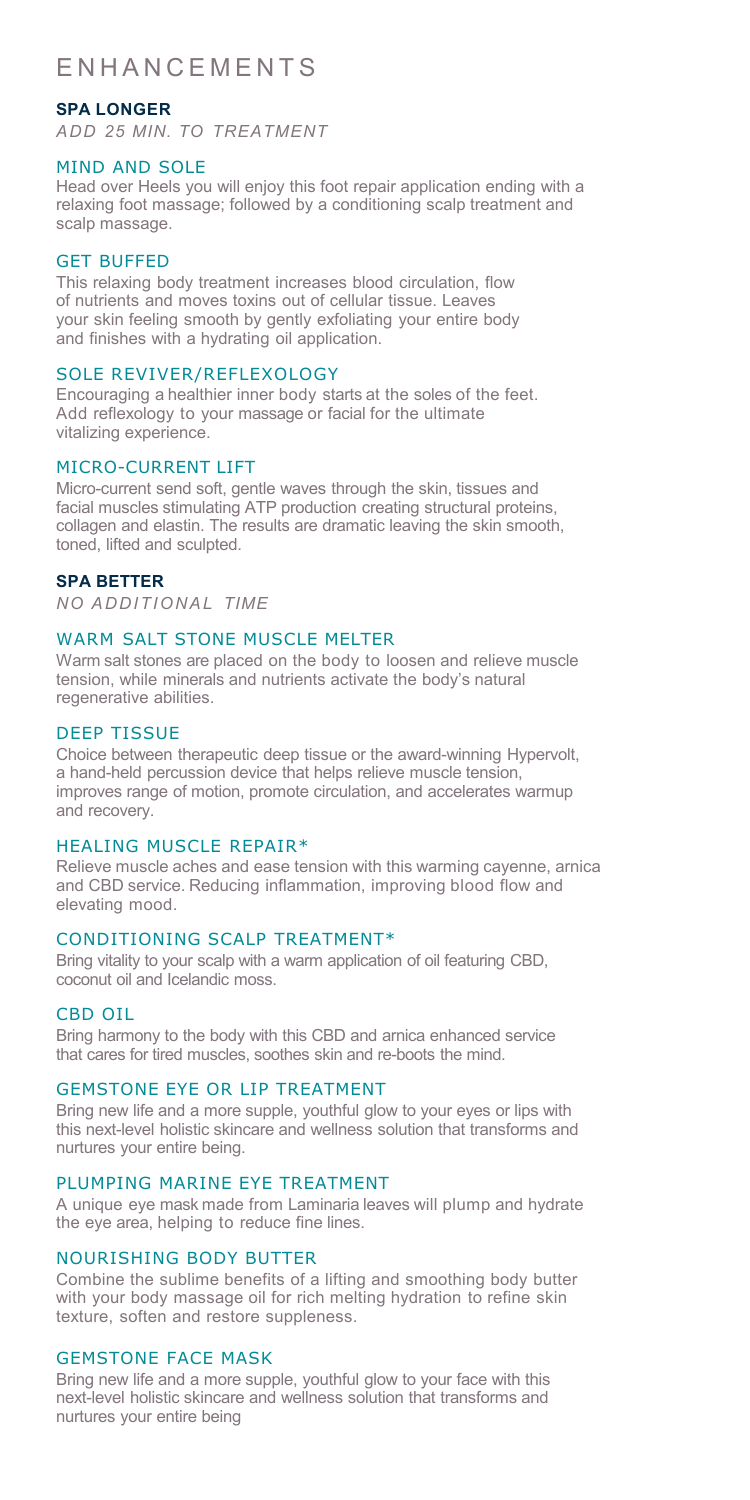# ENHANCEMENTS

## SPA LONGER

*ADD 25 MIN. TO TREATMENT*

### MIND AND SOLE

Head over Heels you will enjoy this foot repair application ending with a relaxing foot massage; followed by a conditioning scalp treatment and scalp massage.

### GET BUFFED

This relaxing body treatment increases blood circulation, flow of nutrients and moves toxins out of cellular tissue. Leaves your skin feeling smooth by gently exfoliating your entire body and finishes with a hydrating oil application.

### SOLE REVIVER/REFLEXOLOGY

Encouraging a healthier inner body starts at the soles of the feet. Add reflexology to your massage or facial for the ultimate vitalizing experience.

### MICRO-CURRENT LIFT

Micro-current send soft, gentle waves through the skin, tissues and facial muscles stimulating ATP production creating structural proteins, collagen and elastin. The results are dramatic leaving the skin smooth, toned, lifted and sculpted.

## SPA BETTER

*NO ADDITIONAL TIME*

### WARM SALT STONE MUSCLE MELTER

Warm salt stones are placed on the body to loosen and relieve muscle tension, while minerals and nutrients activate the body's natural regenerative abilities.

### DEEP TISSUE

Choice between therapeutic deep tissue or the award-winning Hypervolt, a hand-held percussion device that helps relieve muscle tension, improves range of motion, promote circulation, and accelerates warmup and recovery.

### HEALING MUSCLE REPAIR*

Relieve muscle aches and ease tension with this warming cayenne, arnica and CBD service. Reducing inflammation, improving blood flow and elevating mood.

### CONDITIONING SCALP TREATMENT*

Bring vitality to your scalp with a warm application of oil featuring CBD, coconut oil and Icelandic moss.

### CBD OIL

Bring harmony to the body with this CBD and arnica enhanced service that cares for tired muscles, soothes skin and re-boots the mind.

### GEMSTONE EYE OR LIP TREATMENT

Bring new life and a more supple, youthful glow to your eyes or lips with this next-level holistic skincare and wellness solution that transforms and nurtures your entire being.

### PLUMPING MARINE EYE TREATMENT

A unique eye mask made from Laminaria leaves will plump and hydrate the eye area, helping to reduce fine lines.

### NOURISHING BODY BUTTER

Combine the sublime benefits of a lifting and smoothing body butter with your body massage oil for rich melting hydration to refine skin texture, soften and restore suppleness.

### GEMSTONE FACE MASK

Bring new life and a more supple, youthful glow to your face with this next-level holistic skincare and wellness solution that transforms and nurtures your entire being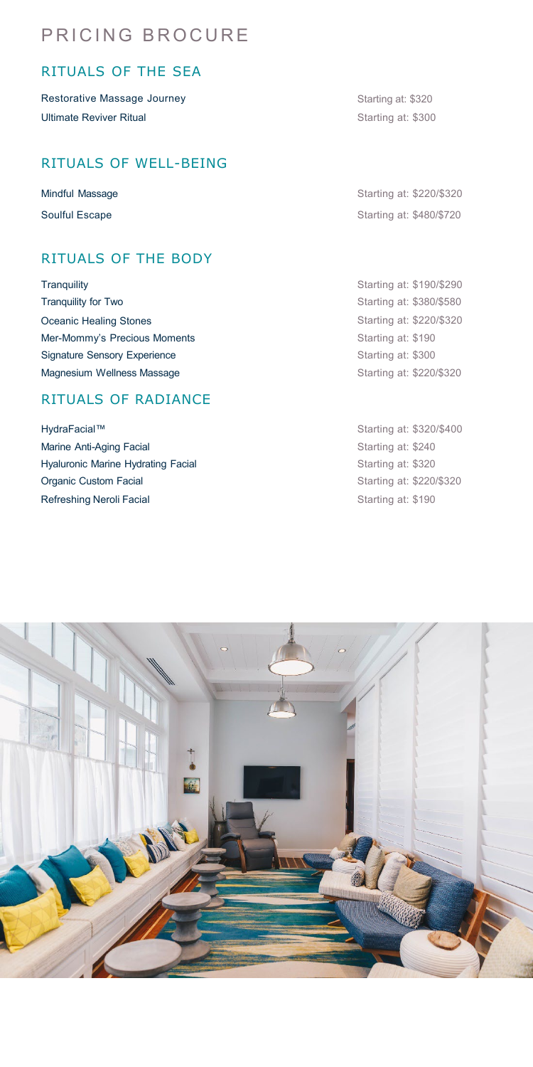# PRICING BROCURE

## RITUALS OF THE SEA

| | |
|---|---|
| Restorative Massage Journey | Starting at: $320 |
| Ultimate Reviver Ritual | Starting at: $300 |

## RITUALS OF WELL-BEING

| | |
|---|---|
| Mindful Massage | Starting at: $220/$320 |
| Soulful Escape | Starting at: $480/$720 |

## RITUALS OF THE BODY

| | |
|---|---|
| Tranquility | Starting at: $190/$290 |
| Tranquility for Two | Starting at: $380/$580 |
| Oceanic Healing Stones | Starting at: $220/$320 |
| Mer-Mommy's Precious Moments | Starting at: $190 |
| Signature Sensory Experience | Starting at: $300 |
| Magnesium Wellness Massage | Starting at: $220/$320 |

## RITUALS OF RADIANCE

| | |
|---|---|
| HydraFacial™ | Starting at: $320/$400 |
| Marine Anti-Aging Facial | Starting at: $240 |
| Hyaluronic Marine Hydrating Facial | Starting at: $320 |
| Organic Custom Facial | Starting at: $220/$320 |
| Refreshing Neroli Facial | Starting at: $190 |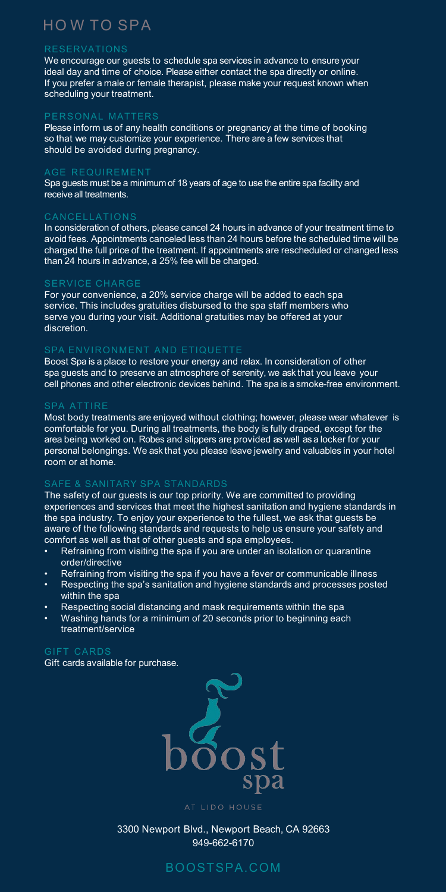# HOW TO SPA

## RESERVATIONS

We encourage our guests to schedule spa services in advance to ensure your ideal day and time of choice. Please either contact the spa directly or online. If you prefer a male or female therapist, please make your request known when scheduling your treatment.

## PERSONAL MATTERS

Please inform us of any health conditions or pregnancy at the time of booking so that we may customize your experience. There are a few services that should be avoided during pregnancy.

## AGE REQUIREMENT

Spa guests must be a minimum of 18 years of age to use the entire spa facility and receive all treatments.

## CANCELLATIONS

In consideration of others, please cancel 24 hours in advance of your treatment time to avoid fees. Appointments canceled less than 24 hours before the scheduled time will be charged the full price of the treatment. If appointments are rescheduled or changed less than 24 hours in advance, a 25% fee will be charged.

## SERVICE CHARGE

For your convenience, a 20% service charge will be added to each spa service. This includes gratuities disbursed to the spa staff members who serve you during your visit. Additional gratuities may be offered at your discretion.

## SPA ENVIRONMENT AND ETIQUETTE

Boost Spa is a place to restore your energy and relax. In consideration of other spa guests and to preserve an atmosphere of serenity, we ask that you leave your cell phones and other electronic devices behind. The spa is a smoke-free environment.

## SPA ATTIRE

Most body treatments are enjoyed without clothing; however, please wear whatever is comfortable for you. During all treatments, the body is fully draped, except for the area being worked on. Robes and slippers are provided as well as a locker for your personal belongings. We ask that you please leave jewelry and valuables in your hotel room or at home.

## SAFE & SANITARY SPA STANDARDS

The safety of our guests is our top priority. We are committed to providing experiences and services that meet the highest sanitation and hygiene standards in the spa industry. To enjoy your experience to the fullest, we ask that guests be aware of the following standards and requests to help us ensure your safety and comfort as well as that of other guests and spa employees.

- Refraining from visiting the spa if you are under an isolation or quarantine order/directive
- Refraining from visiting the spa if you have a fever or communicable illness
- Respecting the spa's sanitation and hygiene standards and processes posted within the spa
- Respecting social distancing and mask requirements within the spa
- Washing hands for a minimum of 20 seconds prior to beginning each treatment/service

## GIFT CARDS

Gift cards available for purchase.

boost spa

AT LIDO HOUSE

3300 Newport Blvd., Newport Beach, CA 92663
949-662-6170

BOOSTSPA.COM